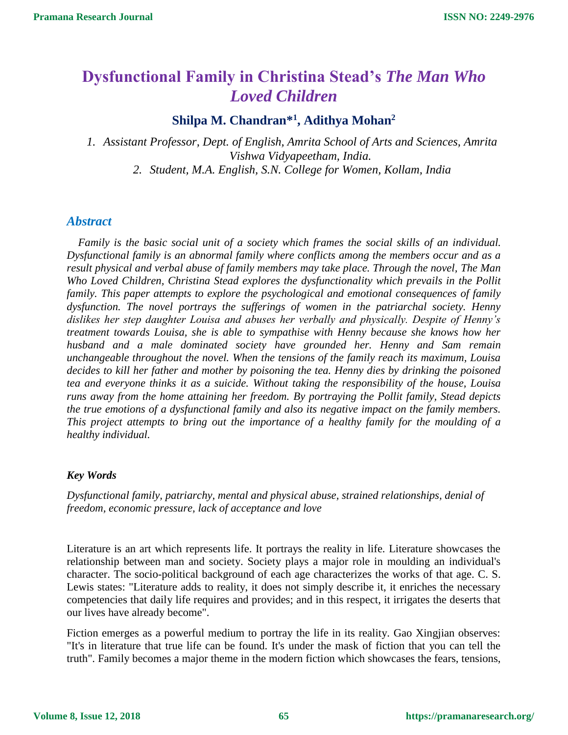# Dysfunctional Family in Christina Stead's *The Man Who Loved Children*

**Shilpa M. Chandran*[1], Adithya Mohan[2]**

1. *Assistant Professor, Dept. of English, Amrita School of Arts and Sciences, Amrita Vishwa Vidyapeetham, India.*
2. *Student, M.A. English, S.N. College for Women, Kollam, India*

## Abstract

*Family is the basic social unit of a society which frames the social skills of an individual. Dysfunctional family is an abnormal family where conflicts among the members occur and as a result physical and verbal abuse of family members may take place. Through the novel, The Man Who Loved Children, Christina Stead explores the dysfunctionality which prevails in the Pollit family. This paper attempts to explore the psychological and emotional consequences of family dysfunction. The novel portrays the sufferings of women in the patriarchal society. Henny dislikes her step daughter Louisa and abuses her verbally and physically. Despite of Henny's treatment towards Louisa, she is able to sympathise with Henny because she knows how her husband and a male dominated society have grounded her. Henny and Sam remain unchangeable throughout the novel. When the tensions of the family reach its maximum, Louisa decides to kill her father and mother by poisoning the tea. Henny dies by drinking the poisoned tea and everyone thinks it as a suicide. Without taking the responsibility of the house, Louisa runs away from the home attaining her freedom. By portraying the Pollit family, Stead depicts the true emotions of a dysfunctional family and also its negative impact on the family members. This project attempts to bring out the importance of a healthy family for the moulding of a healthy individual.*

### Key Words

*Dysfunctional family, patriarchy, mental and physical abuse, strained relationships, denial of freedom, economic pressure, lack of acceptance and love*

Literature is an art which represents life. It portrays the reality in life. Literature showcases the relationship between man and society. Society plays a major role in moulding an individual's character. The socio-political background of each age characterizes the works of that age. C. S. Lewis states: "Literature adds to reality, it does not simply describe it, it enriches the necessary competencies that daily life requires and provides; and in this respect, it irrigates the deserts that our lives have already become".

Fiction emerges as a powerful medium to portray the life in its reality. Gao Xingjian observes: "It's in literature that true life can be found. It's under the mask of fiction that you can tell the truth". Family becomes a major theme in the modern fiction which showcases the fears, tensions,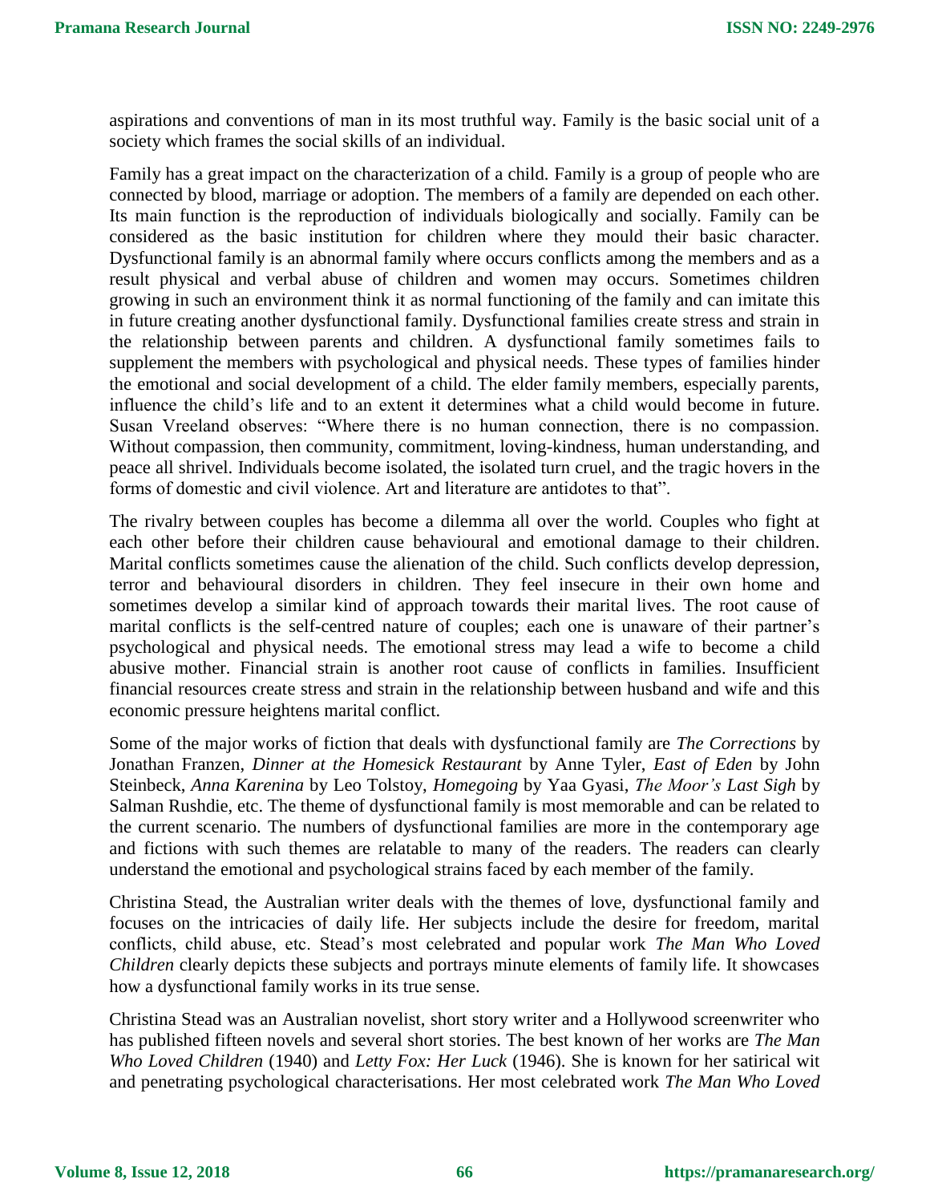aspirations and conventions of man in its most truthful way. Family is the basic social unit of a society which frames the social skills of an individual.

Family has a great impact on the characterization of a child. Family is a group of people who are connected by blood, marriage or adoption. The members of a family are depended on each other. Its main function is the reproduction of individuals biologically and socially. Family can be considered as the basic institution for children where they mould their basic character. Dysfunctional family is an abnormal family where occurs conflicts among the members and as a result physical and verbal abuse of children and women may occurs. Sometimes children growing in such an environment think it as normal functioning of the family and can imitate this in future creating another dysfunctional family. Dysfunctional families create stress and strain in the relationship between parents and children. A dysfunctional family sometimes fails to supplement the members with psychological and physical needs. These types of families hinder the emotional and social development of a child. The elder family members, especially parents, influence the child's life and to an extent it determines what a child would become in future. Susan Vreeland observes: "Where there is no human connection, there is no compassion. Without compassion, then community, commitment, loving-kindness, human understanding, and peace all shrivel. Individuals become isolated, the isolated turn cruel, and the tragic hovers in the forms of domestic and civil violence. Art and literature are antidotes to that".

The rivalry between couples has become a dilemma all over the world. Couples who fight at each other before their children cause behavioural and emotional damage to their children. Marital conflicts sometimes cause the alienation of the child. Such conflicts develop depression, terror and behavioural disorders in children. They feel insecure in their own home and sometimes develop a similar kind of approach towards their marital lives. The root cause of marital conflicts is the self-centred nature of couples; each one is unaware of their partner's psychological and physical needs. The emotional stress may lead a wife to become a child abusive mother. Financial strain is another root cause of conflicts in families. Insufficient financial resources create stress and strain in the relationship between husband and wife and this economic pressure heightens marital conflict.

Some of the major works of fiction that deals with dysfunctional family are *The Corrections* by Jonathan Franzen, *Dinner at the Homesick Restaurant* by Anne Tyler, *East of Eden* by John Steinbeck, *Anna Karenina* by Leo Tolstoy, *Homegoing* by Yaa Gyasi, *The Moor's Last Sigh* by Salman Rushdie, etc. The theme of dysfunctional family is most memorable and can be related to the current scenario. The numbers of dysfunctional families are more in the contemporary age and fictions with such themes are relatable to many of the readers. The readers can clearly understand the emotional and psychological strains faced by each member of the family.

Christina Stead, the Australian writer deals with the themes of love, dysfunctional family and focuses on the intricacies of daily life. Her subjects include the desire for freedom, marital conflicts, child abuse, etc. Stead's most celebrated and popular work *The Man Who Loved Children* clearly depicts these subjects and portrays minute elements of family life. It showcases how a dysfunctional family works in its true sense.

Christina Stead was an Australian novelist, short story writer and a Hollywood screenwriter who has published fifteen novels and several short stories. The best known of her works are *The Man Who Loved Children* (1940) and *Letty Fox: Her Luck* (1946). She is known for her satirical wit and penetrating psychological characterisations. Her most celebrated work *The Man Who Loved*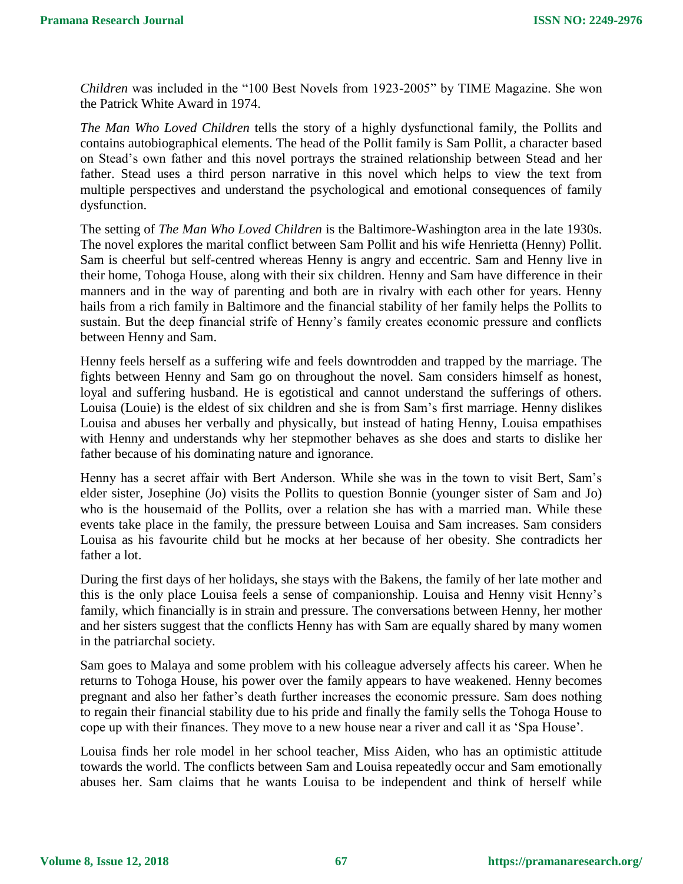*Children* was included in the "100 Best Novels from 1923-2005" by TIME Magazine. She won the Patrick White Award in 1974.

*The Man Who Loved Children* tells the story of a highly dysfunctional family, the Pollits and contains autobiographical elements. The head of the Pollit family is Sam Pollit, a character based on Stead's own father and this novel portrays the strained relationship between Stead and her father. Stead uses a third person narrative in this novel which helps to view the text from multiple perspectives and understand the psychological and emotional consequences of family dysfunction.

The setting of *The Man Who Loved Children* is the Baltimore-Washington area in the late 1930s. The novel explores the marital conflict between Sam Pollit and his wife Henrietta (Henny) Pollit. Sam is cheerful but self-centred whereas Henny is angry and eccentric. Sam and Henny live in their home, Tohoga House, along with their six children. Henny and Sam have difference in their manners and in the way of parenting and both are in rivalry with each other for years. Henny hails from a rich family in Baltimore and the financial stability of her family helps the Pollits to sustain. But the deep financial strife of Henny's family creates economic pressure and conflicts between Henny and Sam.

Henny feels herself as a suffering wife and feels downtrodden and trapped by the marriage. The fights between Henny and Sam go on throughout the novel. Sam considers himself as honest, loyal and suffering husband. He is egotistical and cannot understand the sufferings of others. Louisa (Louie) is the eldest of six children and she is from Sam's first marriage. Henny dislikes Louisa and abuses her verbally and physically, but instead of hating Henny, Louisa empathises with Henny and understands why her stepmother behaves as she does and starts to dislike her father because of his dominating nature and ignorance.

Henny has a secret affair with Bert Anderson. While she was in the town to visit Bert, Sam's elder sister, Josephine (Jo) visits the Pollits to question Bonnie (younger sister of Sam and Jo) who is the housemaid of the Pollits, over a relation she has with a married man. While these events take place in the family, the pressure between Louisa and Sam increases. Sam considers Louisa as his favourite child but he mocks at her because of her obesity. She contradicts her father a lot.

During the first days of her holidays, she stays with the Bakens, the family of her late mother and this is the only place Louisa feels a sense of companionship. Louisa and Henny visit Henny's family, which financially is in strain and pressure. The conversations between Henny, her mother and her sisters suggest that the conflicts Henny has with Sam are equally shared by many women in the patriarchal society.

Sam goes to Malaya and some problem with his colleague adversely affects his career. When he returns to Tohoga House, his power over the family appears to have weakened. Henny becomes pregnant and also her father's death further increases the economic pressure. Sam does nothing to regain their financial stability due to his pride and finally the family sells the Tohoga House to cope up with their finances. They move to a new house near a river and call it as 'Spa House'.

Louisa finds her role model in her school teacher, Miss Aiden, who has an optimistic attitude towards the world. The conflicts between Sam and Louisa repeatedly occur and Sam emotionally abuses her. Sam claims that he wants Louisa to be independent and think of herself while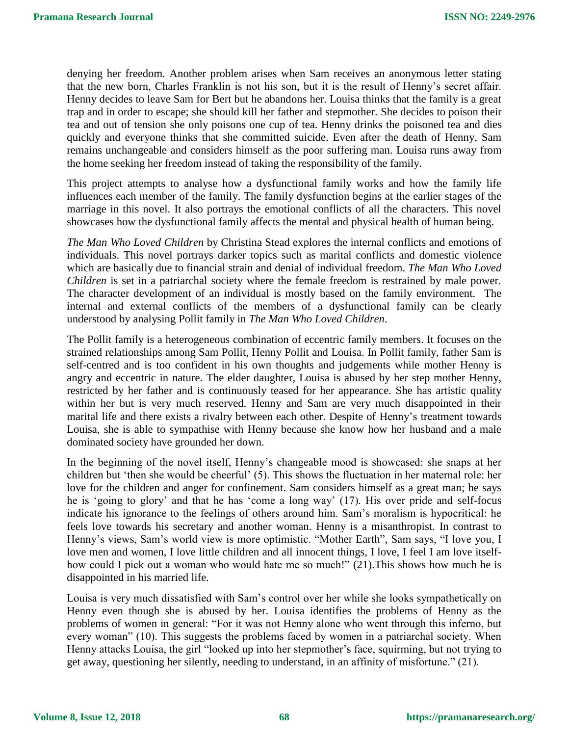denying her freedom. Another problem arises when Sam receives an anonymous letter stating that the new born, Charles Franklin is not his son, but it is the result of Henny's secret affair. Henny decides to leave Sam for Bert but he abandons her. Louisa thinks that the family is a great trap and in order to escape; she should kill her father and stepmother. She decides to poison their tea and out of tension she only poisons one cup of tea. Henny drinks the poisoned tea and dies quickly and everyone thinks that she committed suicide. Even after the death of Henny, Sam remains unchangeable and considers himself as the poor suffering man. Louisa runs away from the home seeking her freedom instead of taking the responsibility of the family.

This project attempts to analyse how a dysfunctional family works and how the family life influences each member of the family. The family dysfunction begins at the earlier stages of the marriage in this novel. It also portrays the emotional conflicts of all the characters. This novel showcases how the dysfunctional family affects the mental and physical health of human being.

*The Man Who Loved Children* by Christina Stead explores the internal conflicts and emotions of individuals. This novel portrays darker topics such as marital conflicts and domestic violence which are basically due to financial strain and denial of individual freedom. *The Man Who Loved Children* is set in a patriarchal society where the female freedom is restrained by male power. The character development of an individual is mostly based on the family environment. The internal and external conflicts of the members of a dysfunctional family can be clearly understood by analysing Pollit family in *The Man Who Loved Children*.

The Pollit family is a heterogeneous combination of eccentric family members. It focuses on the strained relationships among Sam Pollit, Henny Pollit and Louisa. In Pollit family, father Sam is self-centred and is too confident in his own thoughts and judgements while mother Henny is angry and eccentric in nature. The elder daughter, Louisa is abused by her step mother Henny, restricted by her father and is continuously teased for her appearance. She has artistic quality within her but is very much reserved. Henny and Sam are very much disappointed in their marital life and there exists a rivalry between each other. Despite of Henny's treatment towards Louisa, she is able to sympathise with Henny because she know how her husband and a male dominated society have grounded her down.

In the beginning of the novel itself, Henny's changeable mood is showcased: she snaps at her children but 'then she would be cheerful' (5). This shows the fluctuation in her maternal role: her love for the children and anger for confinement. Sam considers himself as a great man; he says he is 'going to glory' and that he has 'come a long way' (17). His over pride and self-focus indicate his ignorance to the feelings of others around him. Sam's moralism is hypocritical: he feels love towards his secretary and another woman. Henny is a misanthropist. In contrast to Henny's views, Sam's world view is more optimistic. "Mother Earth", Sam says, "I love you, I love men and women, I love little children and all innocent things, I love, I feel I am love itself-how could I pick out a woman who would hate me so much!" (21).This shows how much he is disappointed in his married life.

Louisa is very much dissatisfied with Sam's control over her while she looks sympathetically on Henny even though she is abused by her. Louisa identifies the problems of Henny as the problems of women in general: "For it was not Henny alone who went through this inferno, but every woman" (10). This suggests the problems faced by women in a patriarchal society. When Henny attacks Louisa, the girl "looked up into her stepmother's face, squirming, but not trying to get away, questioning her silently, needing to understand, in an affinity of misfortune." (21).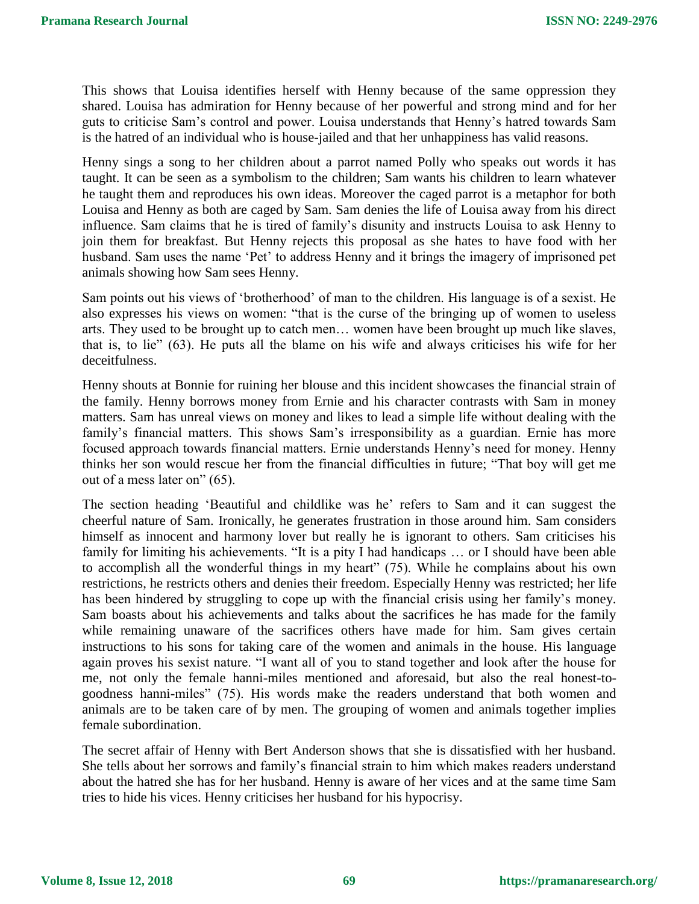This shows that Louisa identifies herself with Henny because of the same oppression they shared. Louisa has admiration for Henny because of her powerful and strong mind and for her guts to criticise Sam's control and power. Louisa understands that Henny's hatred towards Sam is the hatred of an individual who is house-jailed and that her unhappiness has valid reasons.

Henny sings a song to her children about a parrot named Polly who speaks out words it has taught. It can be seen as a symbolism to the children; Sam wants his children to learn whatever he taught them and reproduces his own ideas. Moreover the caged parrot is a metaphor for both Louisa and Henny as both are caged by Sam. Sam denies the life of Louisa away from his direct influence. Sam claims that he is tired of family's disunity and instructs Louisa to ask Henny to join them for breakfast. But Henny rejects this proposal as she hates to have food with her husband. Sam uses the name 'Pet' to address Henny and it brings the imagery of imprisoned pet animals showing how Sam sees Henny.

Sam points out his views of 'brotherhood' of man to the children. His language is of a sexist. He also expresses his views on women: "that is the curse of the bringing up of women to useless arts. They used to be brought up to catch men… women have been brought up much like slaves, that is, to lie" (63). He puts all the blame on his wife and always criticises his wife for her deceitfulness.

Henny shouts at Bonnie for ruining her blouse and this incident showcases the financial strain of the family. Henny borrows money from Ernie and his character contrasts with Sam in money matters. Sam has unreal views on money and likes to lead a simple life without dealing with the family's financial matters. This shows Sam's irresponsibility as a guardian. Ernie has more focused approach towards financial matters. Ernie understands Henny's need for money. Henny thinks her son would rescue her from the financial difficulties in future; "That boy will get me out of a mess later on" (65).

The section heading 'Beautiful and childlike was he' refers to Sam and it can suggest the cheerful nature of Sam. Ironically, he generates frustration in those around him. Sam considers himself as innocent and harmony lover but really he is ignorant to others. Sam criticises his family for limiting his achievements. "It is a pity I had handicaps … or I should have been able to accomplish all the wonderful things in my heart" (75). While he complains about his own restrictions, he restricts others and denies their freedom. Especially Henny was restricted; her life has been hindered by struggling to cope up with the financial crisis using her family's money. Sam boasts about his achievements and talks about the sacrifices he has made for the family while remaining unaware of the sacrifices others have made for him. Sam gives certain instructions to his sons for taking care of the women and animals in the house. His language again proves his sexist nature. "I want all of you to stand together and look after the house for me, not only the female hanni-miles mentioned and aforesaid, but also the real honest-to-goodness hanni-miles" (75). His words make the readers understand that both women and animals are to be taken care of by men. The grouping of women and animals together implies female subordination.

The secret affair of Henny with Bert Anderson shows that she is dissatisfied with her husband. She tells about her sorrows and family's financial strain to him which makes readers understand about the hatred she has for her husband. Henny is aware of her vices and at the same time Sam tries to hide his vices. Henny criticises her husband for his hypocrisy.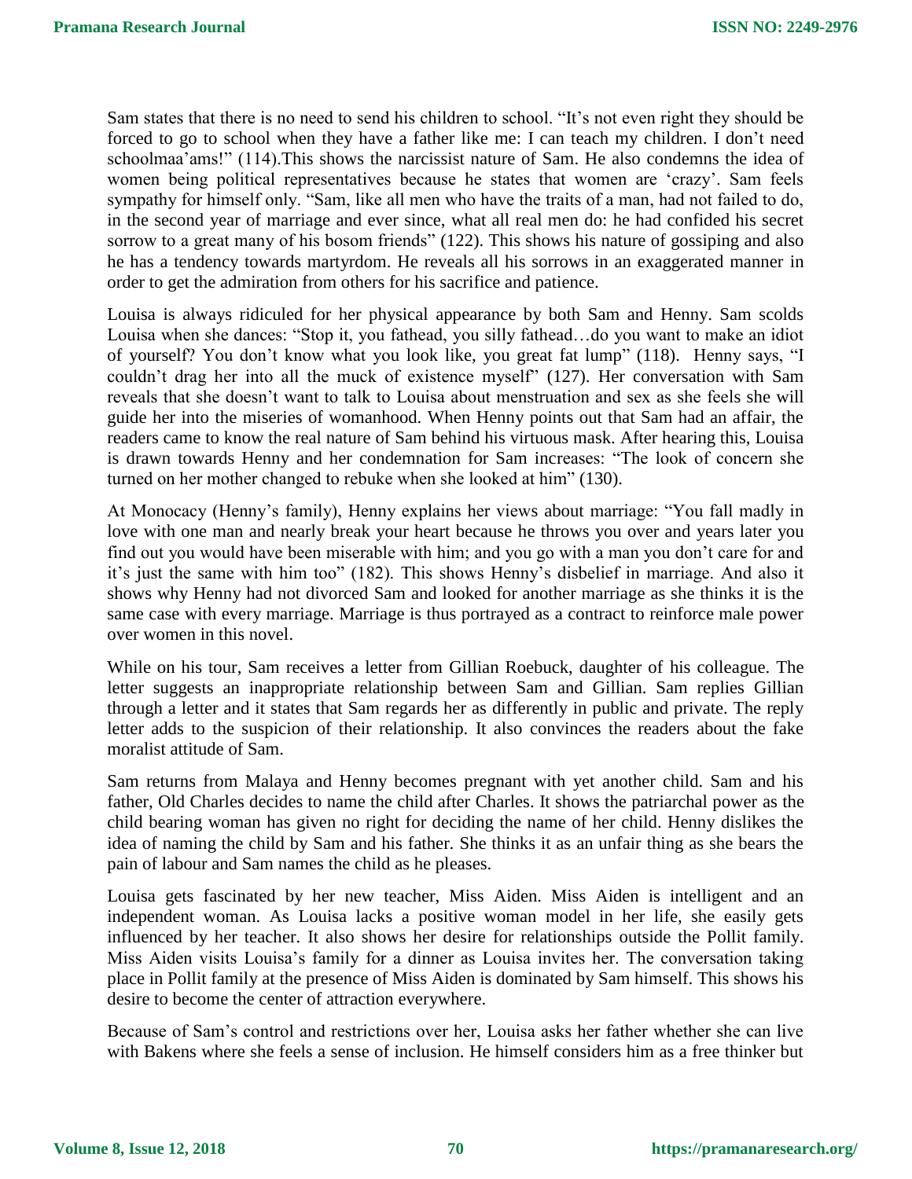Sam states that there is no need to send his children to school. “It’s not even right they should be forced to go to school when they have a father like me: I can teach my children. I don’t need schoolmaa’ams!” (114).This shows the narcissist nature of Sam. He also condemns the idea of women being political representatives because he states that women are ‘crazy’. Sam feels sympathy for himself only. “Sam, like all men who have the traits of a man, had not failed to do, in the second year of marriage and ever since, what all real men do: he had confided his secret sorrow to a great many of his bosom friends” (122). This shows his nature of gossiping and also he has a tendency towards martyrdom. He reveals all his sorrows in an exaggerated manner in order to get the admiration from others for his sacrifice and patience.

Louisa is always ridiculed for her physical appearance by both Sam and Henny. Sam scolds Louisa when she dances: “Stop it, you fathead, you silly fathead…do you want to make an idiot of yourself? You don’t know what you look like, you great fat lump” (118). Henny says, “I couldn’t drag her into all the muck of existence myself” (127). Her conversation with Sam reveals that she doesn’t want to talk to Louisa about menstruation and sex as she feels she will guide her into the miseries of womanhood. When Henny points out that Sam had an affair, the readers came to know the real nature of Sam behind his virtuous mask. After hearing this, Louisa is drawn towards Henny and her condemnation for Sam increases: “The look of concern she turned on her mother changed to rebuke when she looked at him” (130).

At Monocacy (Henny’s family), Henny explains her views about marriage: “You fall madly in love with one man and nearly break your heart because he throws you over and years later you find out you would have been miserable with him; and you go with a man you don’t care for and it’s just the same with him too” (182). This shows Henny’s disbelief in marriage. And also it shows why Henny had not divorced Sam and looked for another marriage as she thinks it is the same case with every marriage. Marriage is thus portrayed as a contract to reinforce male power over women in this novel.

While on his tour, Sam receives a letter from Gillian Roebuck, daughter of his colleague. The letter suggests an inappropriate relationship between Sam and Gillian. Sam replies Gillian through a letter and it states that Sam regards her as differently in public and private. The reply letter adds to the suspicion of their relationship. It also convinces the readers about the fake moralist attitude of Sam.

Sam returns from Malaya and Henny becomes pregnant with yet another child. Sam and his father, Old Charles decides to name the child after Charles. It shows the patriarchal power as the child bearing woman has given no right for deciding the name of her child. Henny dislikes the idea of naming the child by Sam and his father. She thinks it as an unfair thing as she bears the pain of labour and Sam names the child as he pleases.

Louisa gets fascinated by her new teacher, Miss Aiden. Miss Aiden is intelligent and an independent woman. As Louisa lacks a positive woman model in her life, she easily gets influenced by her teacher. It also shows her desire for relationships outside the Pollit family. Miss Aiden visits Louisa’s family for a dinner as Louisa invites her. The conversation taking place in Pollit family at the presence of Miss Aiden is dominated by Sam himself. This shows his desire to become the center of attraction everywhere.

Because of Sam’s control and restrictions over her, Louisa asks her father whether she can live with Bakens where she feels a sense of inclusion. He himself considers him as a free thinker but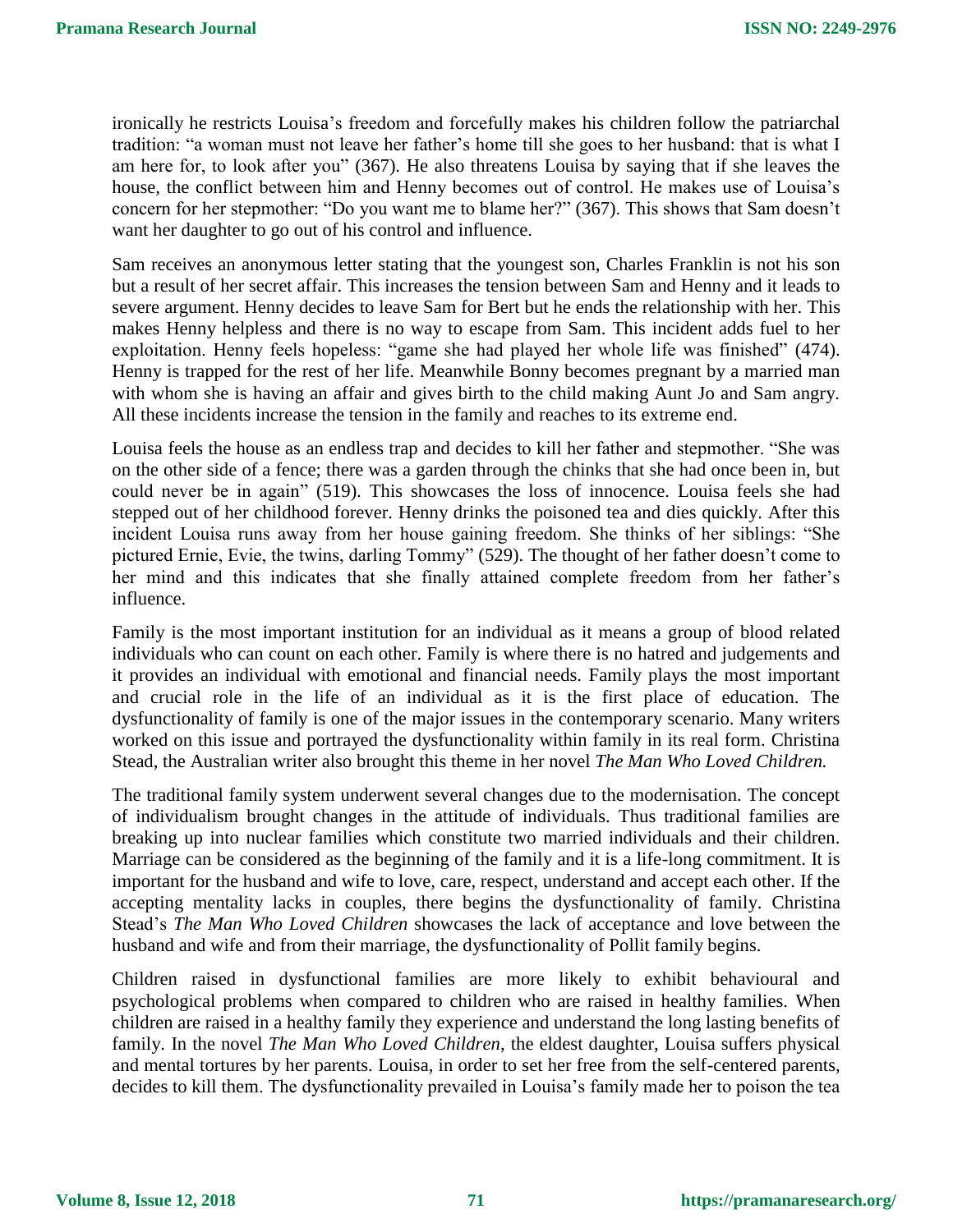ironically he restricts Louisa's freedom and forcefully makes his children follow the patriarchal tradition: "a woman must not leave her father's home till she goes to her husband: that is what I am here for, to look after you" (367). He also threatens Louisa by saying that if she leaves the house, the conflict between him and Henny becomes out of control. He makes use of Louisa's concern for her stepmother: "Do you want me to blame her?" (367). This shows that Sam doesn't want her daughter to go out of his control and influence.

Sam receives an anonymous letter stating that the youngest son, Charles Franklin is not his son but a result of her secret affair. This increases the tension between Sam and Henny and it leads to severe argument. Henny decides to leave Sam for Bert but he ends the relationship with her. This makes Henny helpless and there is no way to escape from Sam. This incident adds fuel to her exploitation. Henny feels hopeless: "game she had played her whole life was finished" (474). Henny is trapped for the rest of her life. Meanwhile Bonny becomes pregnant by a married man with whom she is having an affair and gives birth to the child making Aunt Jo and Sam angry. All these incidents increase the tension in the family and reaches to its extreme end.

Louisa feels the house as an endless trap and decides to kill her father and stepmother. "She was on the other side of a fence; there was a garden through the chinks that she had once been in, but could never be in again" (519). This showcases the loss of innocence. Louisa feels she had stepped out of her childhood forever. Henny drinks the poisoned tea and dies quickly. After this incident Louisa runs away from her house gaining freedom. She thinks of her siblings: "She pictured Ernie, Evie, the twins, darling Tommy" (529). The thought of her father doesn't come to her mind and this indicates that she finally attained complete freedom from her father's influence.

Family is the most important institution for an individual as it means a group of blood related individuals who can count on each other. Family is where there is no hatred and judgements and it provides an individual with emotional and financial needs. Family plays the most important and crucial role in the life of an individual as it is the first place of education. The dysfunctionality of family is one of the major issues in the contemporary scenario. Many writers worked on this issue and portrayed the dysfunctionality within family in its real form. Christina Stead, the Australian writer also brought this theme in her novel *The Man Who Loved Children.*

The traditional family system underwent several changes due to the modernisation. The concept of individualism brought changes in the attitude of individuals. Thus traditional families are breaking up into nuclear families which constitute two married individuals and their children. Marriage can be considered as the beginning of the family and it is a life-long commitment. It is important for the husband and wife to love, care, respect, understand and accept each other. If the accepting mentality lacks in couples, there begins the dysfunctionality of family. Christina Stead's *The Man Who Loved Children* showcases the lack of acceptance and love between the husband and wife and from their marriage, the dysfunctionality of Pollit family begins.

Children raised in dysfunctional families are more likely to exhibit behavioural and psychological problems when compared to children who are raised in healthy families. When children are raised in a healthy family they experience and understand the long lasting benefits of family. In the novel *The Man Who Loved Children*, the eldest daughter, Louisa suffers physical and mental tortures by her parents. Louisa, in order to set her free from the self-centered parents, decides to kill them. The dysfunctionality prevailed in Louisa's family made her to poison the tea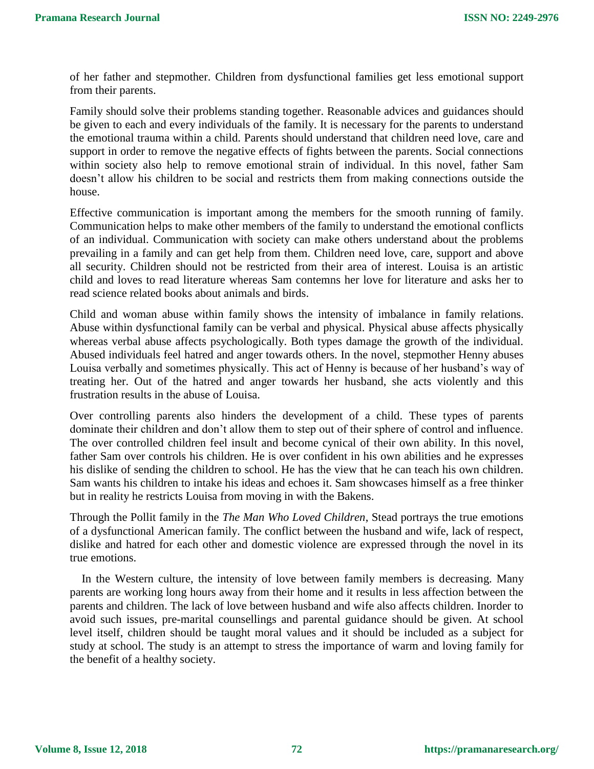of her father and stepmother. Children from dysfunctional families get less emotional support from their parents.

Family should solve their problems standing together. Reasonable advices and guidances should be given to each and every individuals of the family. It is necessary for the parents to understand the emotional trauma within a child. Parents should understand that children need love, care and support in order to remove the negative effects of fights between the parents. Social connections within society also help to remove emotional strain of individual. In this novel, father Sam doesn't allow his children to be social and restricts them from making connections outside the house.

Effective communication is important among the members for the smooth running of family. Communication helps to make other members of the family to understand the emotional conflicts of an individual. Communication with society can make others understand about the problems prevailing in a family and can get help from them. Children need love, care, support and above all security. Children should not be restricted from their area of interest. Louisa is an artistic child and loves to read literature whereas Sam contemns her love for literature and asks her to read science related books about animals and birds.

Child and woman abuse within family shows the intensity of imbalance in family relations. Abuse within dysfunctional family can be verbal and physical. Physical abuse affects physically whereas verbal abuse affects psychologically. Both types damage the growth of the individual. Abused individuals feel hatred and anger towards others. In the novel, stepmother Henny abuses Louisa verbally and sometimes physically. This act of Henny is because of her husband's way of treating her. Out of the hatred and anger towards her husband, she acts violently and this frustration results in the abuse of Louisa.

Over controlling parents also hinders the development of a child. These types of parents dominate their children and don't allow them to step out of their sphere of control and influence. The over controlled children feel insult and become cynical of their own ability. In this novel, father Sam over controls his children. He is over confident in his own abilities and he expresses his dislike of sending the children to school. He has the view that he can teach his own children. Sam wants his children to intake his ideas and echoes it. Sam showcases himself as a free thinker but in reality he restricts Louisa from moving in with the Bakens.

Through the Pollit family in the *The Man Who Loved Children*, Stead portrays the true emotions of a dysfunctional American family. The conflict between the husband and wife, lack of respect, dislike and hatred for each other and domestic violence are expressed through the novel in its true emotions.

In the Western culture, the intensity of love between family members is decreasing. Many parents are working long hours away from their home and it results in less affection between the parents and children. The lack of love between husband and wife also affects children. Inorder to avoid such issues, pre-marital counsellings and parental guidance should be given. At school level itself, children should be taught moral values and it should be included as a subject for study at school. The study is an attempt to stress the importance of warm and loving family for the benefit of a healthy society.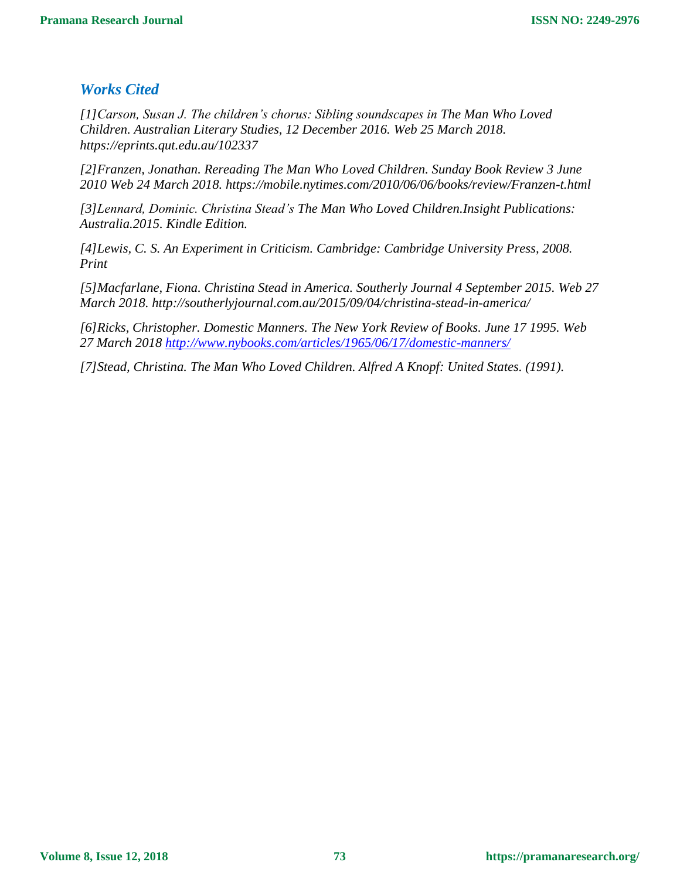## *Works Cited*

*[1]Carson, Susan J. The children's chorus: Sibling soundscapes in The Man Who Loved Children. Australian Literary Studies, 12 December 2016. Web 25 March 2018. https://eprints.qut.edu.au/102337*

*[2]Franzen, Jonathan. Rereading The Man Who Loved Children. Sunday Book Review 3 June 2010 Web 24 March 2018. https://mobile.nytimes.com/2010/06/06/books/review/Franzen-t.html*

*[3]Lennard, Dominic. Christina Stead's The Man Who Loved Children.Insight Publications: Australia.2015. Kindle Edition.*

*[4]Lewis, C. S. An Experiment in Criticism. Cambridge: Cambridge University Press, 2008. Print*

*[5]Macfarlane, Fiona. Christina Stead in America. Southerly Journal 4 September 2015. Web 27 March 2018. http://southerlyjournal.com.au/2015/09/04/christina-stead-in-america/*

*[6]Ricks, Christopher. Domestic Manners. The New York Review of Books. June 17 1995. Web 27 March 2018 http://www.nybooks.com/articles/1965/06/17/domestic-manners/*

*[7]Stead, Christina. The Man Who Loved Children. Alfred A Knopf: United States. (1991).*